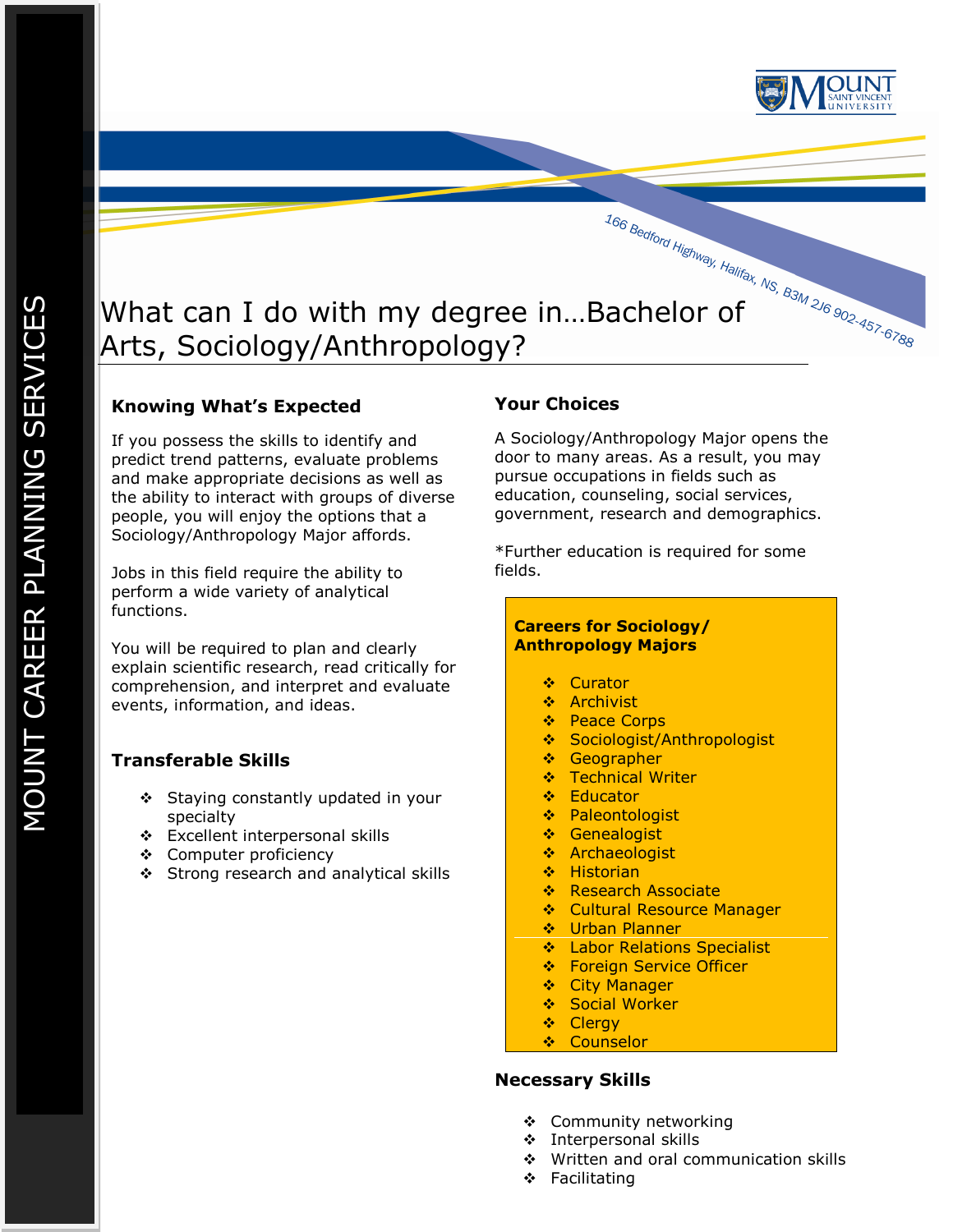MOUNT CAREER PLANNING SERVICES

166 Bedford Highway, Halifax, NS, B3M 2J6 902-457-6788

# What can I do with my degree in…Bachelor of Arts, Sociology/Anthropology?

## Knowing What's Expected

If you possess the skills to identify and predict trend patterns, evaluate problems and make appropriate decisions as well as the ability to interact with groups of diverse people, you will enjoy the options that a Sociology/Anthropology Major affords.

Jobs in this field require the ability to perform a wide variety of analytical functions.

You will be required to plan and clearly explain scientific research, read critically for comprehension, and interpret and evaluate events, information, and ideas.

## Transferable Skills

- Staying constantly updated in your specialty
- Excellent interpersonal skills
- Computer proficiency
- Strong research and analytical skills

## Your Choices

A Sociology/Anthropology Major opens the door to many areas. As a result, you may pursue occupations in fields such as education, counseling, social services, government, research and demographics.

*Further education is required for some fields.

**Careers for Sociology/ Anthropology Majors**

- Curator
- Archivist
- Peace Corps
- Sociologist/Anthropologist
- Geographer
- Technical Writer
- Educator
- Paleontologist
- Genealogist
- Archaeologist
- Historian
- Research Associate
- Cultural Resource Manager
- Urban Planner
- Labor Relations Specialist
- Foreign Service Officer
- City Manager
- Social Worker
- Clergy
- Counselor

## Necessary Skills

- Community networking
- Interpersonal skills
- Written and oral communication skills
- Facilitating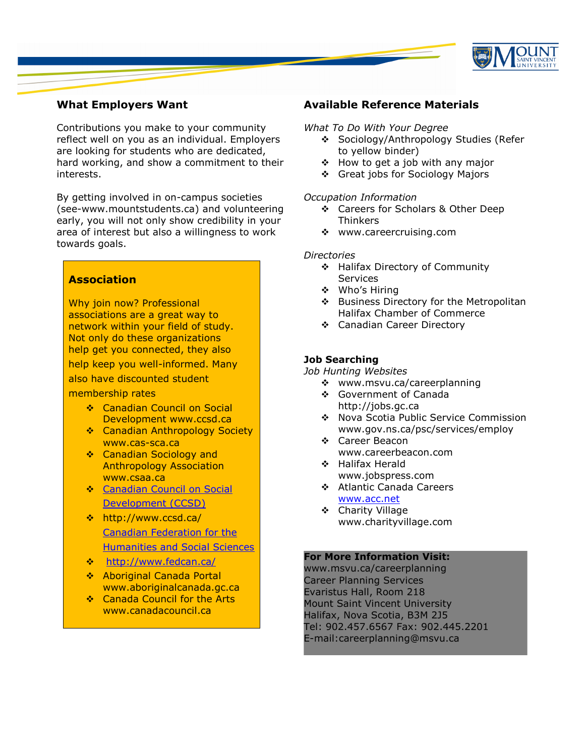## What Employers Want

Contributions you make to your community reflect well on you as an individual. Employers are looking for students who are dedicated, hard working, and show a commitment to their interests.

By getting involved in on-campus societies (see-www.mountstudents.ca) and volunteering early, you will not only show credibility in your area of interest but also a willingness to work towards goals.

### Association

Why join now? Professional associations are a great way to network within your field of study. Not only do these organizations help get you connected, they also help keep you well-informed. Many also have discounted student membership rates

- Canadian Council on Social Development www.ccsd.ca
- Canadian Anthropology Society www.cas-sca.ca
- Canadian Sociology and Anthropology Association www.csaa.ca
- Canadian Council on Social Development (CCSD)
- http://www.ccsd.ca/ Canadian Federation for the Humanities and Social Sciences
- http://www.fedcan.ca/
- Aboriginal Canada Portal www.aboriginalcanada.gc.ca
- Canada Council for the Arts www.canadacouncil.ca

## Available Reference Materials

*What To Do With Your Degree*

- Sociology/Anthropology Studies (Refer to yellow binder)
- How to get a job with any major
- Great jobs for Sociology Majors

*Occupation Information*

- Careers for Scholars & Other Deep Thinkers
- www.careercruising.com

*Directories*

- Halifax Directory of Community Services
- Who's Hiring
- Business Directory for the Metropolitan Halifax Chamber of Commerce
- Canadian Career Directory

### Job Searching

*Job Hunting Websites*

- www.msvu.ca/careerplanning
- Government of Canada http://jobs.gc.ca
- Nova Scotia Public Service Commission www.gov.ns.ca/psc/services/employ
- Career Beacon www.careerbeacon.com
- Halifax Herald www.jobspress.com
- Atlantic Canada Careers www.acc.net
- Charity Village www.charityvillage.com

**For More Information Visit:**
www.msvu.ca/careerplanning
Career Planning Services
Evaristus Hall, Room 218
Mount Saint Vincent University
Halifax, Nova Scotia, B3M 2J5
Tel: 902.457.6567 Fax: 902.445.2201
E-mail:careerplanning@msvu.ca